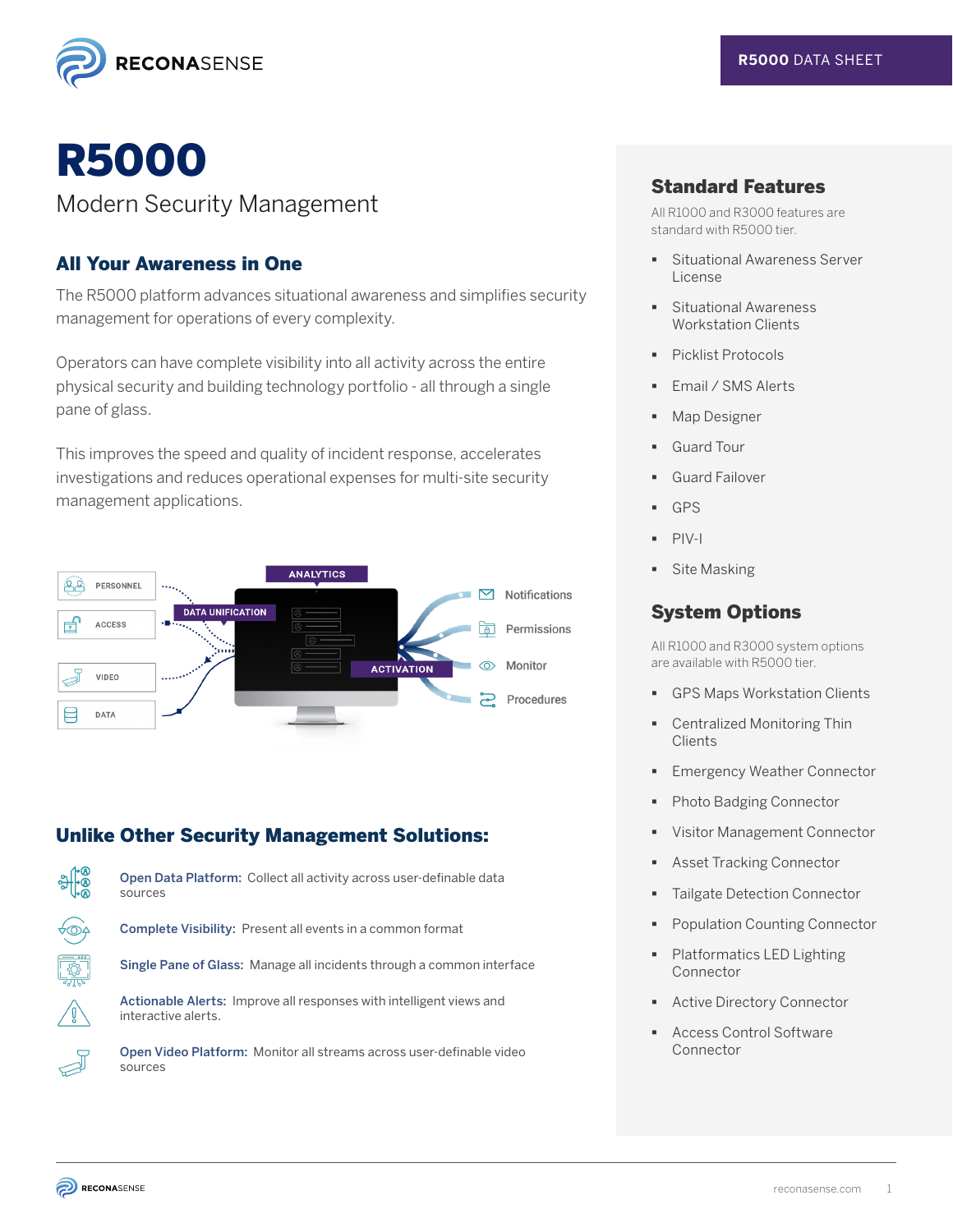# R5000

## Modern Security Management

### All Your Awareness in One

The R5000 platform advances situational awareness and simplifies security management for operations of every complexity.

Operators can have complete visibility into all activity across the entire physical security and building technology portfolio - all through a single pane of glass.

This improves the speed and quality of incident response, accelerates investigations and reduces operational expenses for multi-site security management applications.

PERSONNEL
ACCESS
VIDEO
DATA
DATA UNIFICATION
ANALYTICS
ACTIVATION
Notifications
Permissions
Monitor
Procedures

### Unlike Other Security Management Solutions:

**Open Data Platform:** Collect all activity across user-definable data sources

**Complete Visibility:** Present all events in a common format

**Single Pane of Glass:** Manage all incidents through a common interface

**Actionable Alerts:** Improve all responses with intelligent views and interactive alerts.

**Open Video Platform:** Monitor all streams across user-definable video sources

## Standard Features

All R1000 and R3000 features are standard with R5000 tier.

- Situational Awareness Server License
- Situational Awareness Workstation Clients
- Picklist Protocols
- Email / SMS Alerts
- Map Designer
- Guard Tour
- Guard Failover
- GPS
- PIV-I
- Site Masking

## System Options

All R1000 and R3000 system options are available with R5000 tier.

- GPS Maps Workstation Clients
- Centralized Monitoring Thin Clients
- Emergency Weather Connector
- Photo Badging Connector
- Visitor Management Connector
- Asset Tracking Connector
- Tailgate Detection Connector
- Population Counting Connector
- Platformatics LED Lighting Connector
- Active Directory Connector
- Access Control Software Connector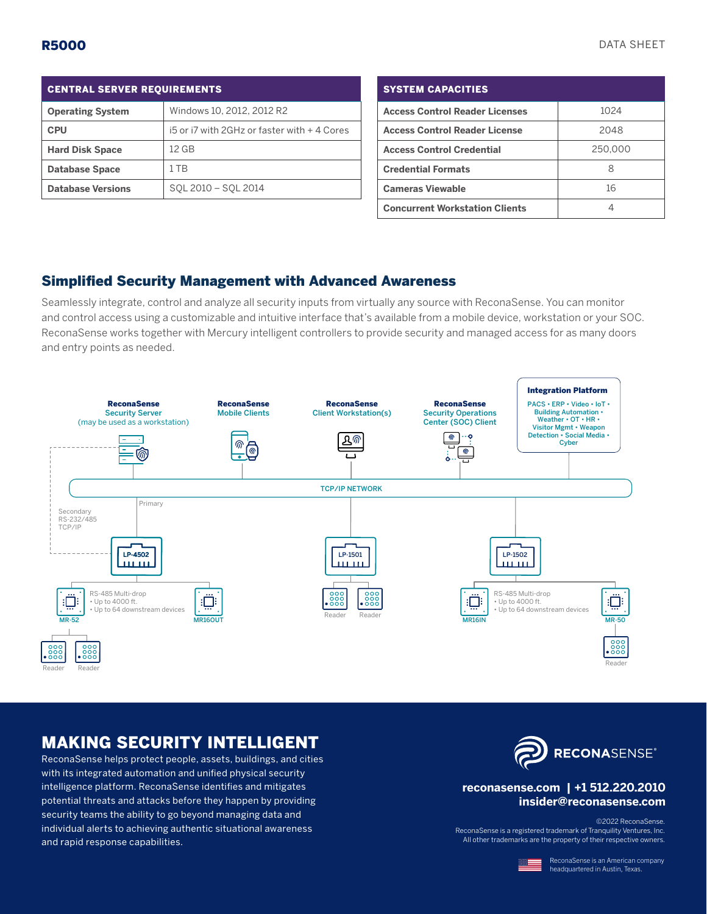R5000

DATA SHEET

| CENTRAL SERVER REQUIREMENTS | |
|---|---|
| **Operating System** | Windows 10, 2012, 2012 R2 |
| **CPU** | i5 or i7 with 2GHz or faster with + 4 Cores |
| **Hard Disk Space** | 12 GB |
| **Database Space** | 1 TB |
| **Database Versions** | SQL 2010 – SQL 2014 |

| SYSTEM CAPACITIES | |
|---|---|
| **Access Control Reader Licenses** | 1024 |
| **Access Control Reader License** | 2048 |
| **Access Control Credential** | 250,000 |
| **Credential Formats** | 8 |
| **Cameras Viewable** | 16 |
| **Concurrent Workstation Clients** | 4 |

## Simplified Security Management with Advanced Awareness

Seamlessly integrate, control and analyze all security inputs from virtually any source with ReconaSense. You can monitor and control access using a customizable and intuitive interface that's available from a mobile device, workstation or your SOC. ReconaSense works together with Mercury intelligent controllers to provide security and managed access for as many doors and entry points as needed.

**ReconaSense** Security Server (may be used as a workstation)

**ReconaSense** Mobile Clients

**ReconaSense** Client Workstation(s)

**ReconaSense** Security Operations Center (SOC) Client

**Integration Platform**
PACS • ERP • Video • IoT • Building Automation • Weather • OT • HR • Visitor Mgmt • Weapon Detection • Social Media • Cyber

TCP/IP NETWORK

Primary

Secondary RS-232/485 TCP/IP

LP-4502

LP-1501

LP-1502

MR-52

RS-485 Multi-drop
- Up to 4000 ft.
- Up to 64 downstream devices

MR16OUT

Reader

Reader

Reader

Reader

MR16IN

RS-485 Multi-drop
- Up to 4000 ft.
- Up to 64 downstream devices

MR-50

Reader

## MAKING SECURITY INTELLIGENT

ReconaSense helps protect people, assets, buildings, and cities with its integrated automation and unified physical security intelligence platform. ReconaSense identifies and mitigates potential threats and attacks before they happen by providing security teams the ability to go beyond managing data and individual alerts to achieving authentic situational awareness and rapid response capabilities.

RECONASENSE®

**reconasense.com | +1 512.220.2010**
**insider@reconasense.com**

©2022 ReconaSense.
ReconaSense is a registered trademark of Tranquility Ventures, Inc.
All other trademarks are the property of their respective owners.

ReconaSense is an American company headquartered in Austin, Texas.